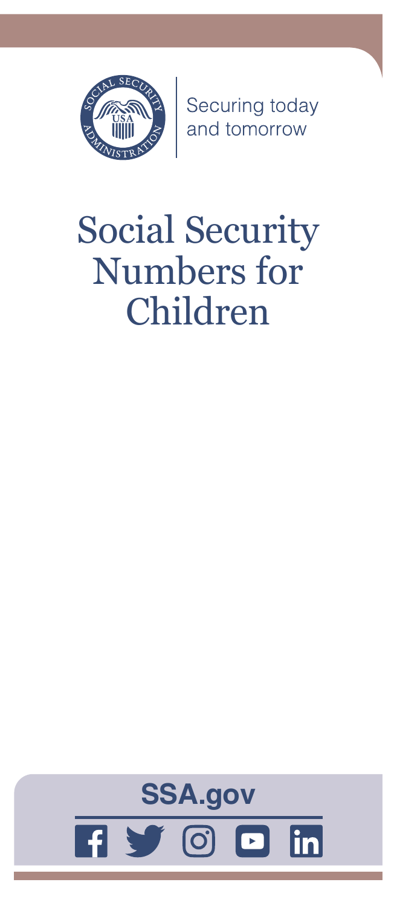Securing today and tomorrow

# Social Security Numbers for Children

**SSA.gov**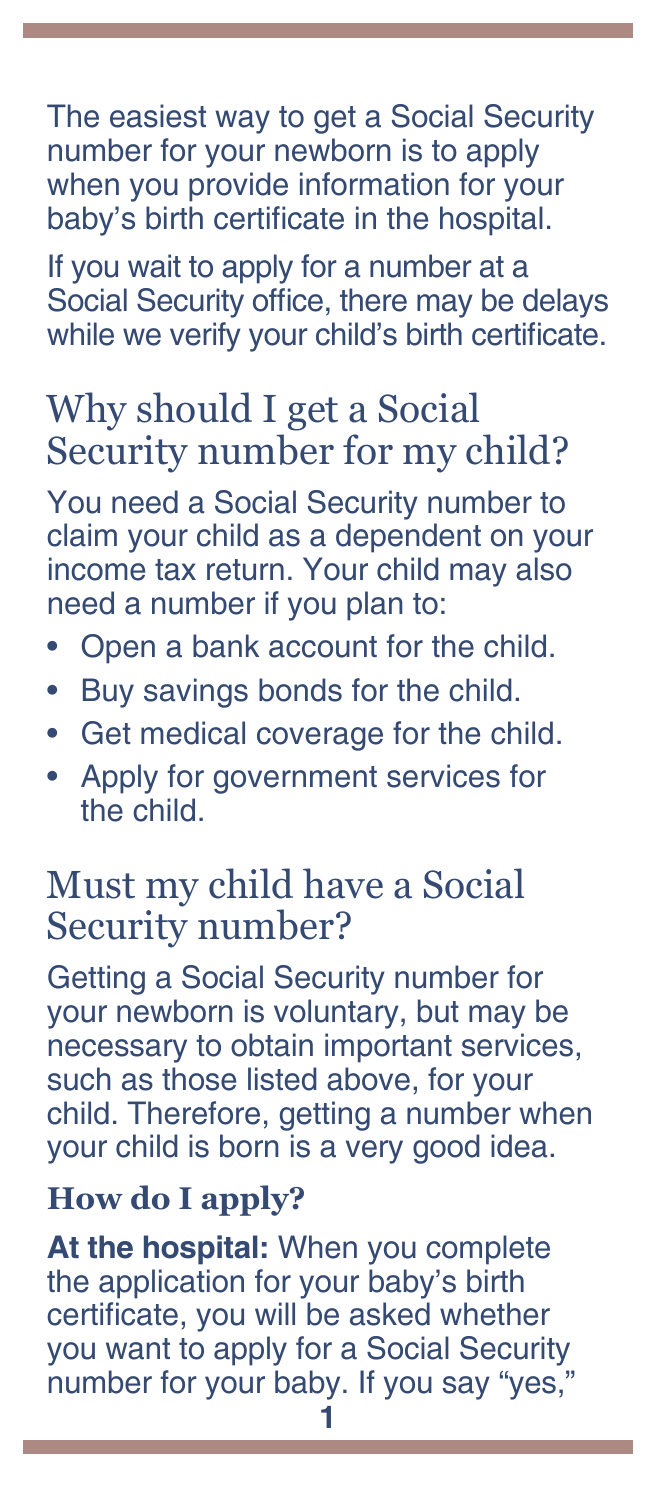The easiest way to get a Social Security number for your newborn is to apply when you provide information for your baby's birth certificate in the hospital.

If you wait to apply for a number at a Social Security office, there may be delays while we verify your child's birth certificate.

## Why should I get a Social Security number for my child?

You need a Social Security number to claim your child as a dependent on your income tax return. Your child may also need a number if you plan to:

- Open a bank account for the child.
- Buy savings bonds for the child.
- Get medical coverage for the child.
- Apply for government services for the child.

## Must my child have a Social Security number?

Getting a Social Security number for your newborn is voluntary, but may be necessary to obtain important services, such as those listed above, for your child. Therefore, getting a number when your child is born is a very good idea.

### How do I apply?

**At the hospital:** When you complete the application for your baby's birth certificate, you will be asked whether you want to apply for a Social Security number for your baby. If you say "yes,"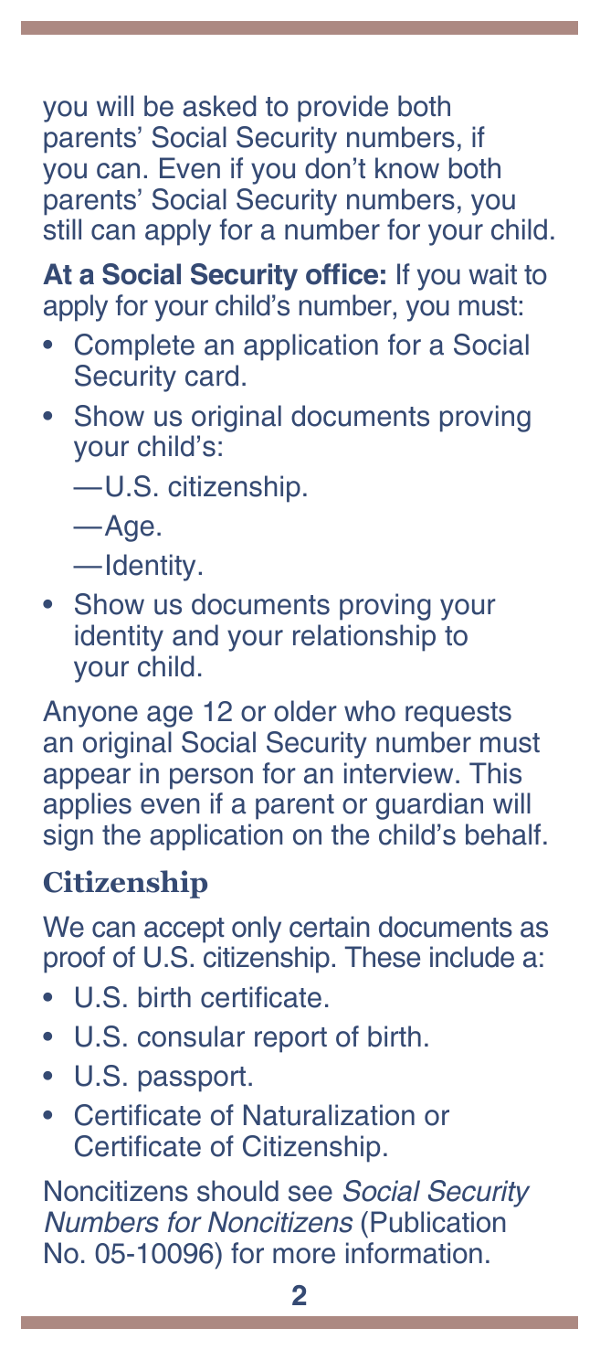you will be asked to provide both parents' Social Security numbers, if you can. Even if you don't know both parents' Social Security numbers, you still can apply for a number for your child.

**At a Social Security office:** If you wait to apply for your child's number, you must:

- Complete an application for a Social Security card.
- Show us original documents proving your child's:
  - —U.S. citizenship.
  - —Age.
  - —Identity.
- Show us documents proving your identity and your relationship to your child.

Anyone age 12 or older who requests an original Social Security number must appear in person for an interview. This applies even if a parent or guardian will sign the application on the child's behalf.

## Citizenship

We can accept only certain documents as proof of U.S. citizenship. These include a:

- U.S. birth certificate.
- U.S. consular report of birth.
- U.S. passport.
- Certificate of Naturalization or Certificate of Citizenship.

Noncitizens should see *Social Security Numbers for Noncitizens* (Publication No. 05-10096) for more information.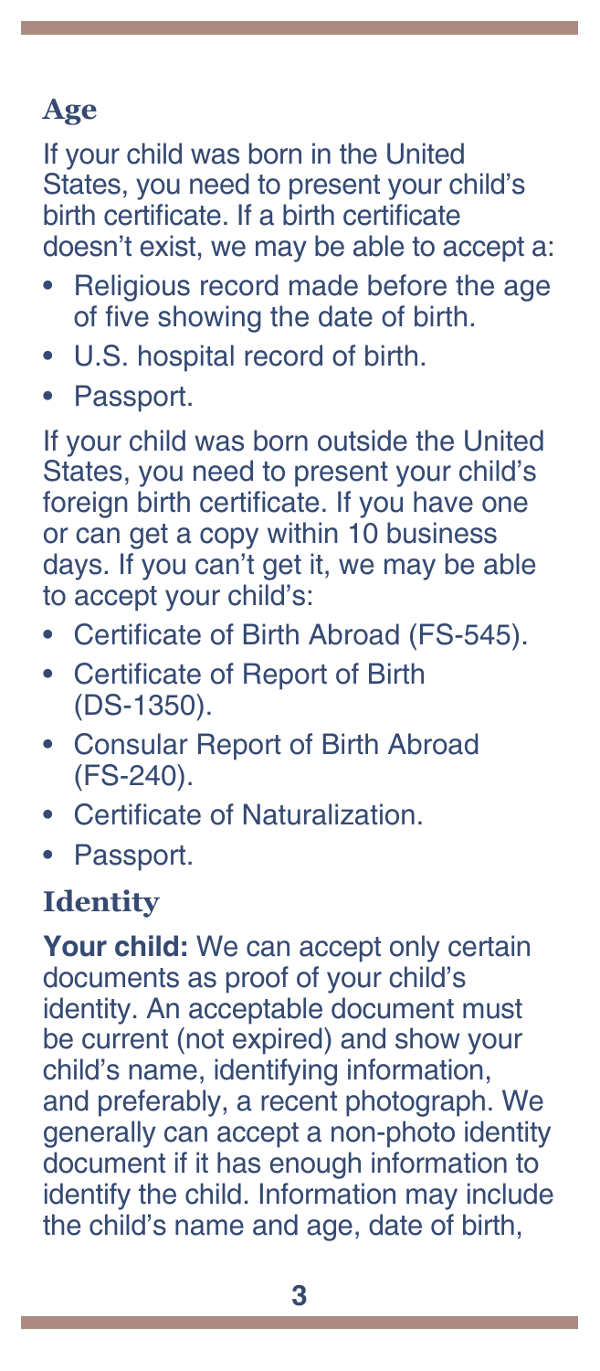## Age

If your child was born in the United States, you need to present your child's birth certificate. If a birth certificate doesn't exist, we may be able to accept a:

- Religious record made before the age of five showing the date of birth.
- U.S. hospital record of birth.
- Passport.

If your child was born outside the United States, you need to present your child's foreign birth certificate. If you have one or can get a copy within 10 business days. If you can't get it, we may be able to accept your child's:

- Certificate of Birth Abroad (FS-545).
- Certificate of Report of Birth (DS-1350).
- Consular Report of Birth Abroad (FS-240).
- Certificate of Naturalization.
- Passport.

## Identity

**Your child:** We can accept only certain documents as proof of your child's identity. An acceptable document must be current (not expired) and show your child's name, identifying information, and preferably, a recent photograph. We generally can accept a non-photo identity document if it has enough information to identify the child. Information may include the child's name and age, date of birth,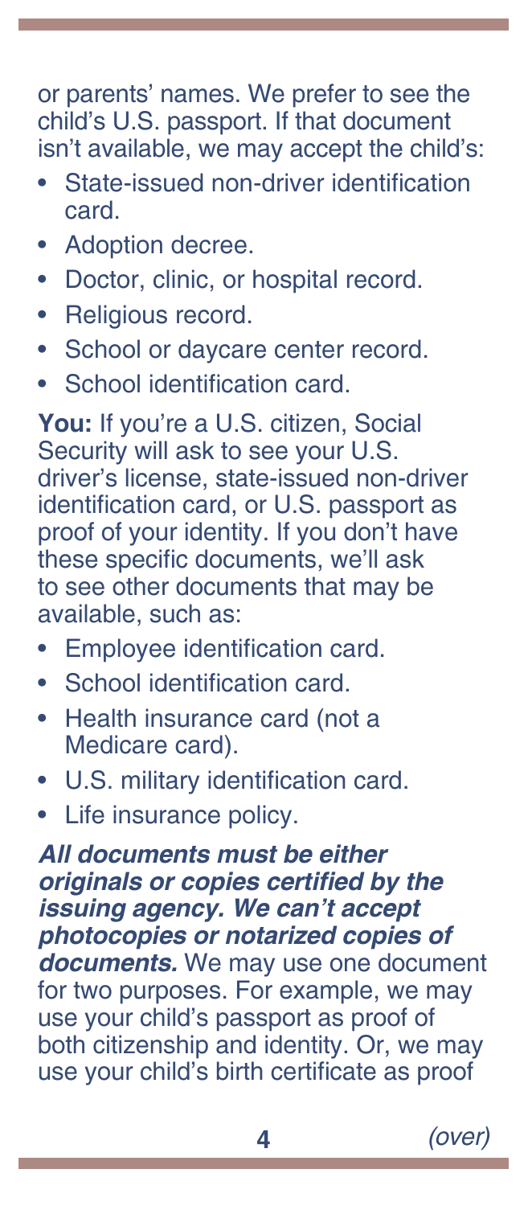or parents' names. We prefer to see the child's U.S. passport. If that document isn't available, we may accept the child's:

- State-issued non-driver identification card.
- Adoption decree.
- Doctor, clinic, or hospital record.
- Religious record.
- School or daycare center record.
- School identification card.

**You:** If you're a U.S. citizen, Social Security will ask to see your U.S. driver's license, state-issued non-driver identification card, or U.S. passport as proof of your identity. If you don't have these specific documents, we'll ask to see other documents that may be available, such as:

- Employee identification card.
- School identification card.
- Health insurance card (not a Medicare card).
- U.S. military identification card.
- Life insurance policy.

***All documents must be either originals or copies certified by the issuing agency. We can't accept photocopies or notarized copies of documents.*** We may use one document for two purposes. For example, we may use your child's passport as proof of both citizenship and identity. Or, we may use your child's birth certificate as proof

*(over)*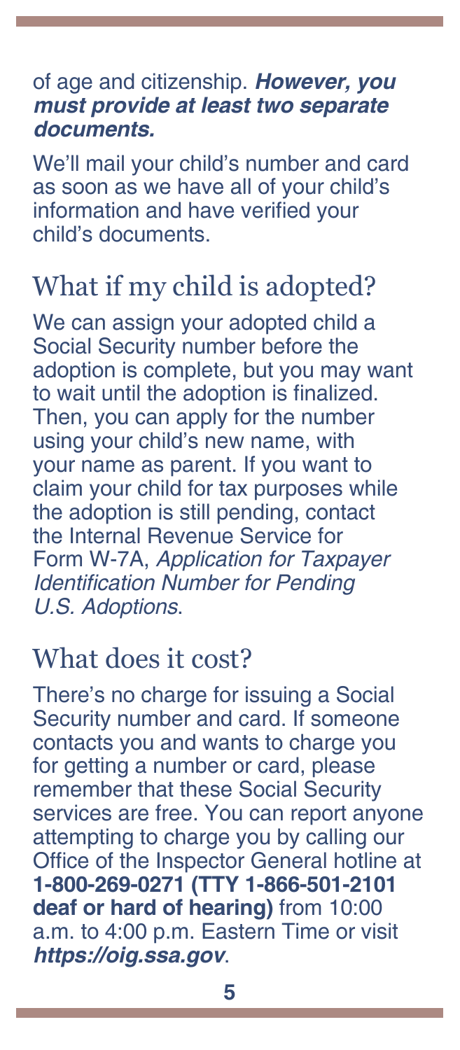of age and citizenship. ***However, you must provide at least two separate documents.***

We'll mail your child's number and card as soon as we have all of your child's information and have verified your child's documents.

## What if my child is adopted?

We can assign your adopted child a Social Security number before the adoption is complete, but you may want to wait until the adoption is finalized. Then, you can apply for the number using your child's new name, with your name as parent. If you want to claim your child for tax purposes while the adoption is still pending, contact the Internal Revenue Service for Form W-7A, *Application for Taxpayer Identification Number for Pending U.S. Adoptions*.

## What does it cost?

There's no charge for issuing a Social Security number and card. If someone contacts you and wants to charge you for getting a number or card, please remember that these Social Security services are free. You can report anyone attempting to charge you by calling our Office of the Inspector General hotline at **1-800-269-0271 (TTY 1-866-501-2101 deaf or hard of hearing)** from 10:00 a.m. to 4:00 p.m. Eastern Time or visit ***https://oig.ssa.gov***.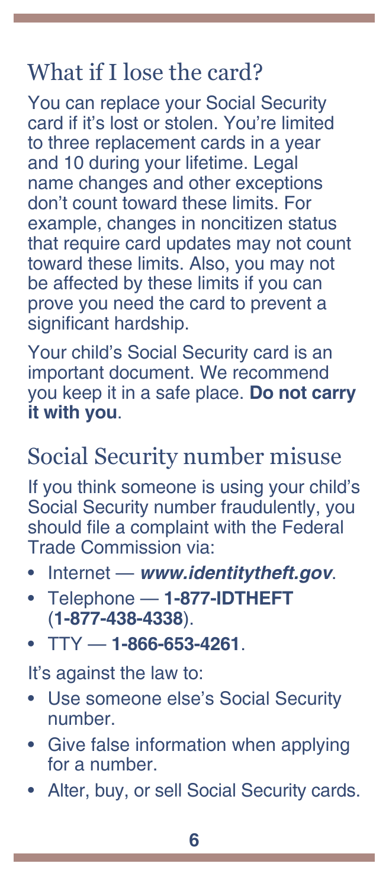## What if I lose the card?

You can replace your Social Security card if it's lost or stolen. You're limited to three replacement cards in a year and 10 during your lifetime. Legal name changes and other exceptions don't count toward these limits. For example, changes in noncitizen status that require card updates may not count toward these limits. Also, you may not be affected by these limits if you can prove you need the card to prevent a significant hardship.

Your child's Social Security card is an important document. We recommend you keep it in a safe place. **Do not carry it with you**.

## Social Security number misuse

If you think someone is using your child's Social Security number fraudulently, you should file a complaint with the Federal Trade Commission via:

- Internet — ***www.identitytheft.gov***.
- Telephone — **1-877-IDTHEFT** (**1-877-438-4338**).
- TTY — **1-866-653-4261**.

It's against the law to:

- Use someone else's Social Security number.
- Give false information when applying for a number.
- Alter, buy, or sell Social Security cards.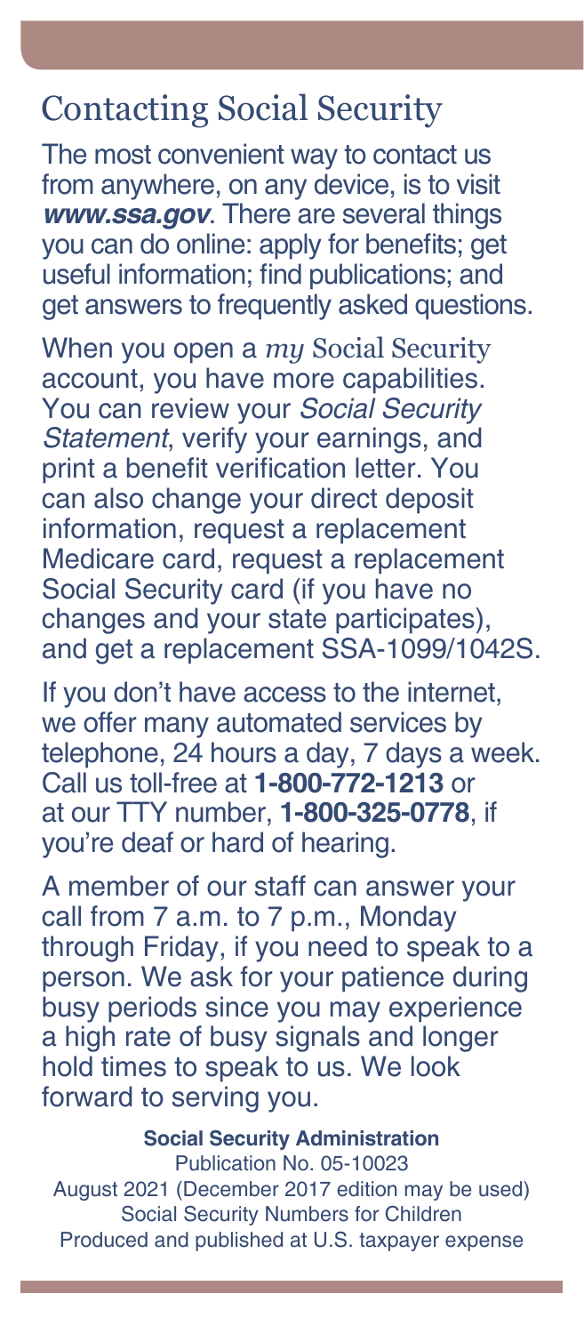# Contacting Social Security

The most convenient way to contact us from anywhere, on any device, is to visit ***www.ssa.gov***. There are several things you can do online: apply for benefits; get useful information; find publications; and get answers to frequently asked questions.

When you open a *my* Social Security account, you have more capabilities. You can review your *Social Security Statement*, verify your earnings, and print a benefit verification letter. You can also change your direct deposit information, request a replacement Medicare card, request a replacement Social Security card (if you have no changes and your state participates), and get a replacement SSA-1099/1042S.

If you don't have access to the internet, we offer many automated services by telephone, 24 hours a day, 7 days a week. Call us toll-free at **1-800-772-1213** or at our TTY number, **1-800-325-0778**, if you're deaf or hard of hearing.

A member of our staff can answer your call from 7 a.m. to 7 p.m., Monday through Friday, if you need to speak to a person. We ask for your patience during busy periods since you may experience a high rate of busy signals and longer hold times to speak to us. We look forward to serving you.

**Social Security Administration**
Publication No. 05-10023
August 2021 (December 2017 edition may be used)
Social Security Numbers for Children
Produced and published at U.S. taxpayer expense